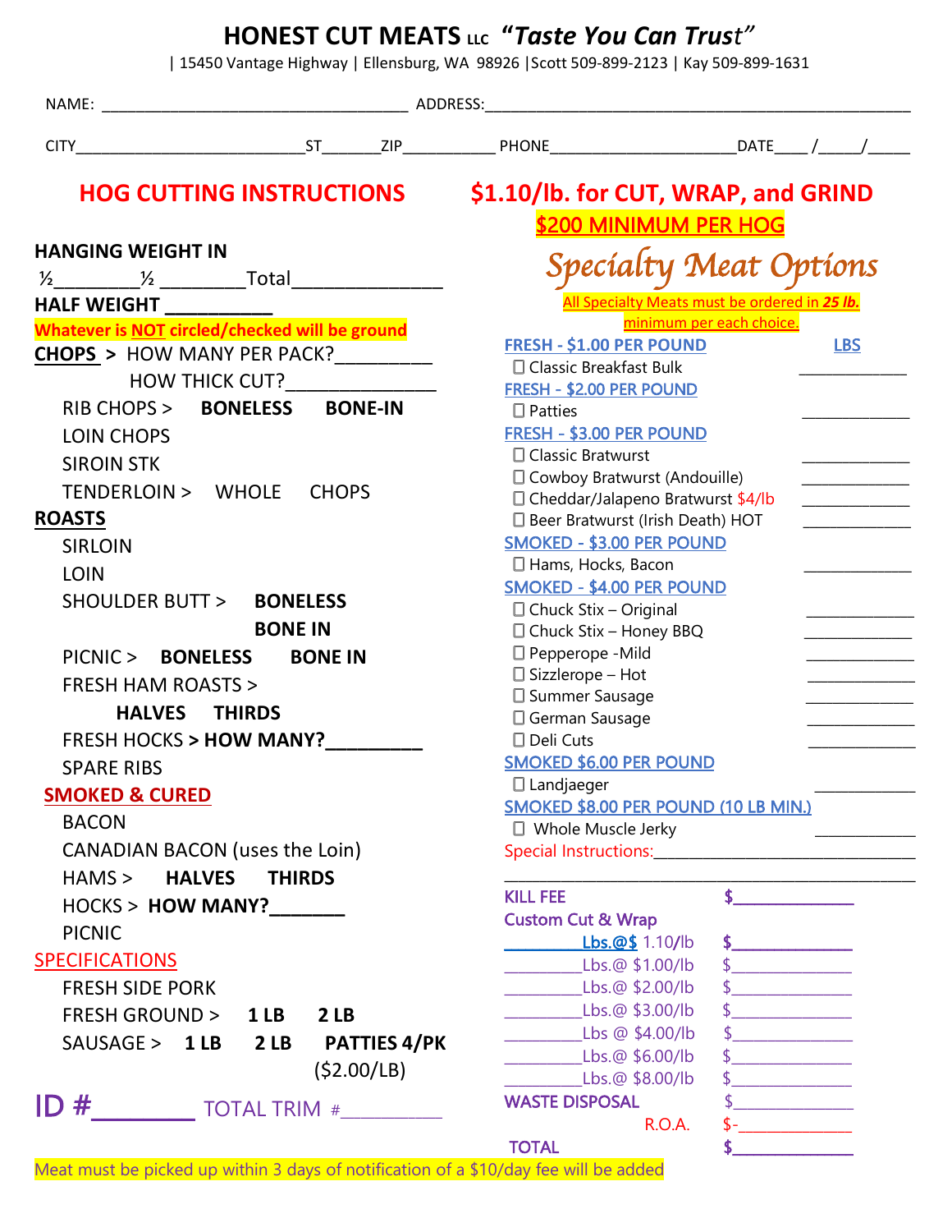# HONEST CUT MEATS LLC *"Taste You Can Trust"*

| 15450 Vantage Highway | Ellensburg, WA 98926 |Scott 509-899-2123 | Kay 509-899-1631

NAME: ____________________________________ ADDRESS:__________________________________________________

CITY__________________________ST_______ZIP___________ PHONE_____________________DATE____ /_____/_____

## HOG CUTTING INSTRUCTIONS

**HANGING WEIGHT IN**

½_________½ _________Total_______________

**HALF WEIGHT ___________**

**Whatever is NOT circled/checked will be ground**

**CHOPS** > HOW MANY PER PACK?__________

HOW THICK CUT?_______________

RIB CHOPS > **BONELESS** **BONE-IN**

LOIN CHOPS

SIROIN STK

TENDERLOIN > WHOLE CHOPS

**ROASTS**

SIRLOIN

LOIN

SHOULDER BUTT > **BONELESS**

**BONE IN**

PICNIC > **BONELESS** **BONE IN**

FRESH HAM ROASTS >

**HALVES** **THIRDS**

FRESH HOCKS > **HOW MANY?__________**

SPARE RIBS

**SMOKED & CURED**

BACON

CANADIAN BACON (uses the Loin)

HAMS > **HALVES** **THIRDS**

HOCKS > **HOW MANY?________**

PICNIC

**SPECIFICATIONS**

FRESH SIDE PORK

FRESH GROUND > **1 LB** **2 LB**

SAUSAGE > **1 LB** **2 LB** **PATTIES 4/PK**

($2.00/LB)

ID #_________ TOTAL TRIM #__________

## $1.10/lb. for CUT, WRAP, and GRIND

**$200 MINIMUM PER HOG**

## *Specialty Meat Options*

All Specialty Meats must be ordered in ***25 lb.*** minimum per each choice.

| | LBS |
|---|---|
| **FRESH - $1.00 PER POUND** | |
| ☐ Classic Breakfast Bulk | ____________ |
| **FRESH - $2.00 PER POUND** | |
| ☐ Patties | ____________ |
| **FRESH - $3.00 PER POUND** | |
| ☐ Classic Bratwurst | ____________ |
| ☐ Cowboy Bratwurst (Andouille) | ____________ |
| ☐ Cheddar/Jalapeno Bratwurst $4/lb | ____________ |
| ☐ Beer Bratwurst (Irish Death) HOT | ____________ |
| **SMOKED - $3.00 PER POUND** | |
| ☐ Hams, Hocks, Bacon | ____________ |
| **SMOKED - $4.00 PER POUND** | |
| ☐ Chuck Stix – Original | ____________ |
| ☐ Chuck Stix – Honey BBQ | ____________ |
| ☐ Pepperope -Mild | ____________ |
| ☐ Sizzlerope – Hot | ____________ |
| ☐ Summer Sausage | ____________ |
| ☐ German Sausage | ____________ |
| ☐ Deli Cuts | ____________ |
| **SMOKED $6.00 PER POUND** | |
| ☐ Landjaeger | ____________ |
| **SMOKED $8.00 PER POUND (10 LB MIN.)** | |
| ☐ Whole Muscle Jerky | ____________ |

Special Instructions:_____________________________________

__________________________________________________________

| | |
|---|---|
| KILL FEE | $_____________ |
| Custom Cut & Wrap | |
| _________Lbs.@$ 1.10/lb | $_____________ |
| _________Lbs.@ $1.00/lb | $_____________ |
| _________Lbs.@ $2.00/lb | $_____________ |
| _________Lbs.@ $3.00/lb | $_____________ |
| _________Lbs @ $4.00/lb | $_____________ |
| _________Lbs.@ $6.00/lb | $_____________ |
| _________Lbs.@ $8.00/lb | $_____________ |
| WASTE DISPOSAL | $_____________ |
| R.O.A. | $-____________ |
| TOTAL | $_____________ |

Meat must be picked up within 3 days of notification of a $10/day fee will be added